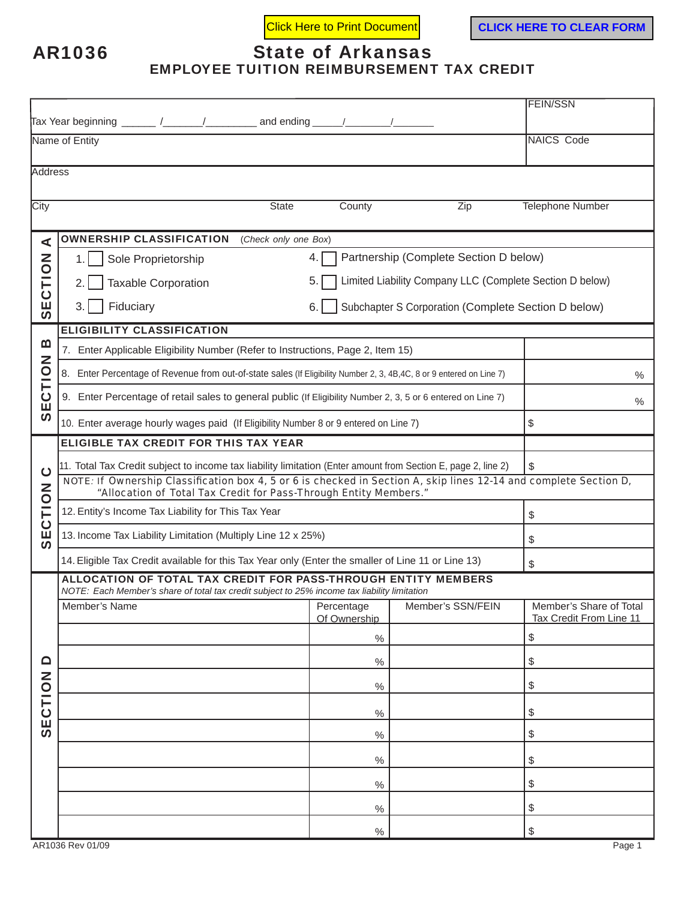Click Here to Print Document | CLICK HERE TO CLEAR FORM

# AR1036

## State of Arkansas
## EMPLOYEE TUITION REIMBURSEMENT TAX CREDIT

| | |
|---|---|
| Tax Year beginning ______ /_______/_________ and ending _____/________/_______ | FEIN/SSN |
| Name of Entity | NAICS Code |
| Address | |
| City / State / County / Zip | Telephone Number |

### SECTION A

**OWNERSHIP CLASSIFICATION** (*Check only one Box*)

1. ☐ Sole Proprietorship
2. ☐ Taxable Corporation
3. ☐ Fiduciary
4. ☐ Partnership (Complete Section D below)
5. ☐ Limited Liability Company LLC (Complete Section D below)
6. ☐ Subchapter S Corporation (Complete Section D below)

### SECTION B

**ELIGIBILITY CLASSIFICATION**

| | |
|---|---|
| 7. Enter Applicable Eligibility Number (Refer to Instructions, Page 2, Item 15) | |
| 8. Enter Percentage of Revenue from out-of-state sales (If Eligibility Number 2, 3, 4B,4C, 8 or 9 entered on Line 7) | % |
| 9. Enter Percentage of retail sales to general public (If Eligibility Number 2, 3, 5 or 6 entered on Line 7) | % |
| 10. Enter average hourly wages paid (If Eligibility Number 8 or 9 entered on Line 7) | $ |

### SECTION C

**ELIGIBLE TAX CREDIT FOR THIS TAX YEAR**

| | |
|---|---|
| 11. Total Tax Credit subject to income tax liability limitation (Enter amount from Section E, page 2, line 2) | $ |

NOTE: If Ownership Classification box 4, 5 or 6 is checked in Section A, skip lines 12-14 and complete Section D, "Allocation of Total Tax Credit for Pass-Through Entity Members."

| | |
|---|---|
| 12. Entity's Income Tax Liability for This Tax Year | $ |
| 13. Income Tax Liability Limitation (Multiply Line 12 x 25%) | $ |
| 14. Eligible Tax Credit available for this Tax Year only (Enter the smaller of Line 11 or Line 13) | $ |

### SECTION D

**ALLOCATION OF TOTAL TAX CREDIT FOR PASS-THROUGH ENTITY MEMBERS**

*NOTE: Each Member's share of total tax credit subject to 25% income tax liability limitation*

| Member's Name | Percentage Of Ownership | Member's SSN/FEIN | Member's Share of Total Tax Credit From Line 11 |
|---|---|---|---|
| | % | | $ |
| | % | | $ |
| | % | | $ |
| | % | | $ |
| | % | | $ |
| | % | | $ |
| | % | | $ |
| | % | | $ |
| | % | | $ |

AR1036 Rev 01/09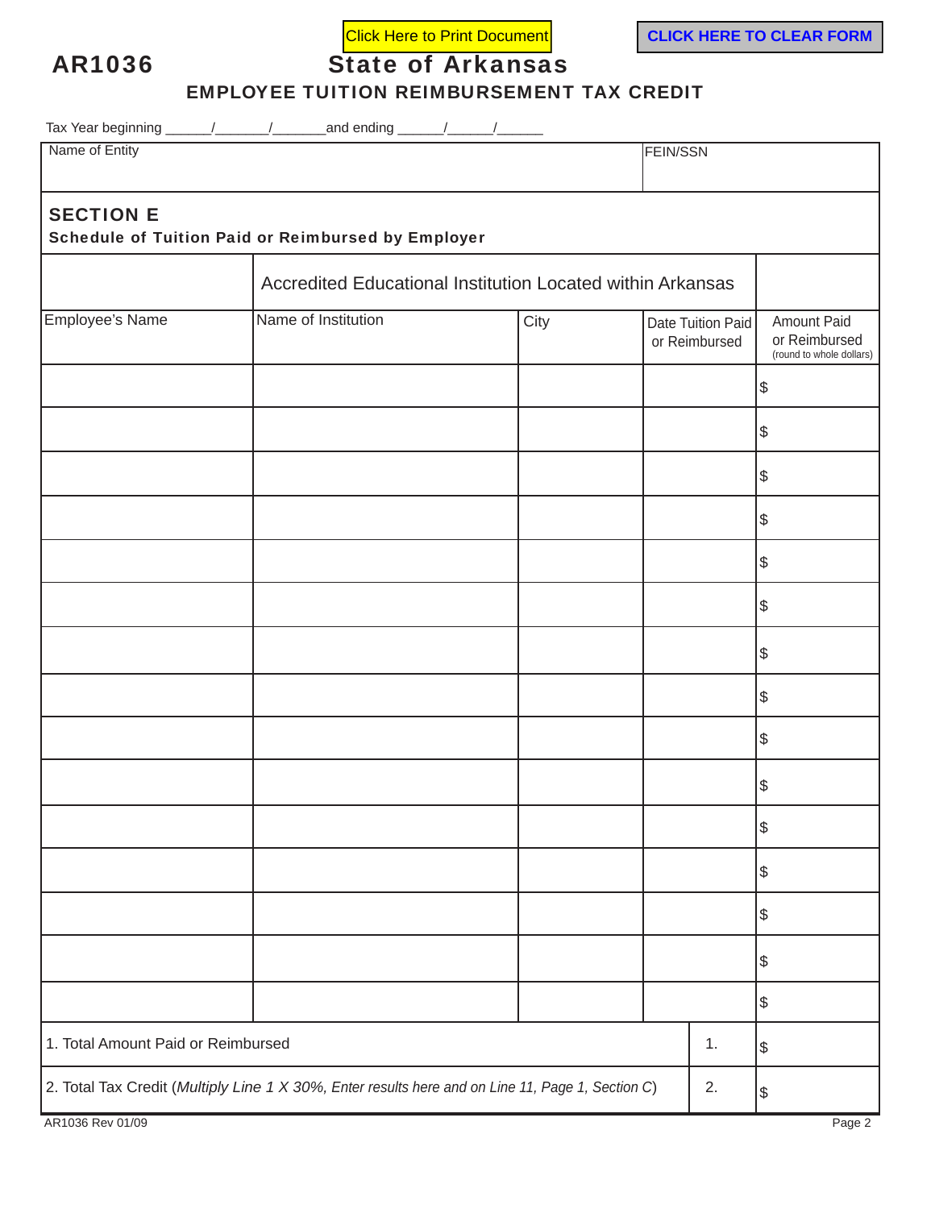Click Here to Print Document

CLICK HERE TO CLEAR FORM

# AR1036 State of Arkansas

## EMPLOYEE TUITION REIMBURSEMENT TAX CREDIT

Tax Year beginning ______/_______/_______and ending ______/______/______

| Name of Entity | FEIN/SSN |
|---|---|
| | |

## SECTION E

**Schedule of Tuition Paid or Reimbursed by Employer**

| | Accredited Educational Institution Located within Arkansas | | | |
|---|---|---|---|---|
| Employee's Name | Name of Institution | City | Date Tuition Paid or Reimbursed | Amount Paid or Reimbursed (round to whole dollars) |
| | | | | $ |
| | | | | $ |
| | | | | $ |
| | | | | $ |
| | | | | $ |
| | | | | $ |
| | | | | $ |
| | | | | $ |
| | | | | $ |
| | | | | $ |
| | | | | $ |
| | | | | $ |
| | | | | $ |
| | | | | $ |
| | | | | $ |

| | | |
|---|---|---|
| 1. Total Amount Paid or Reimbursed | 1. | $ |
| 2. Total Tax Credit (*Multiply Line 1 X 30%, Enter results here and on Line 11, Page 1, Section C*) | 2. | $ |

AR1036 Rev 01/09